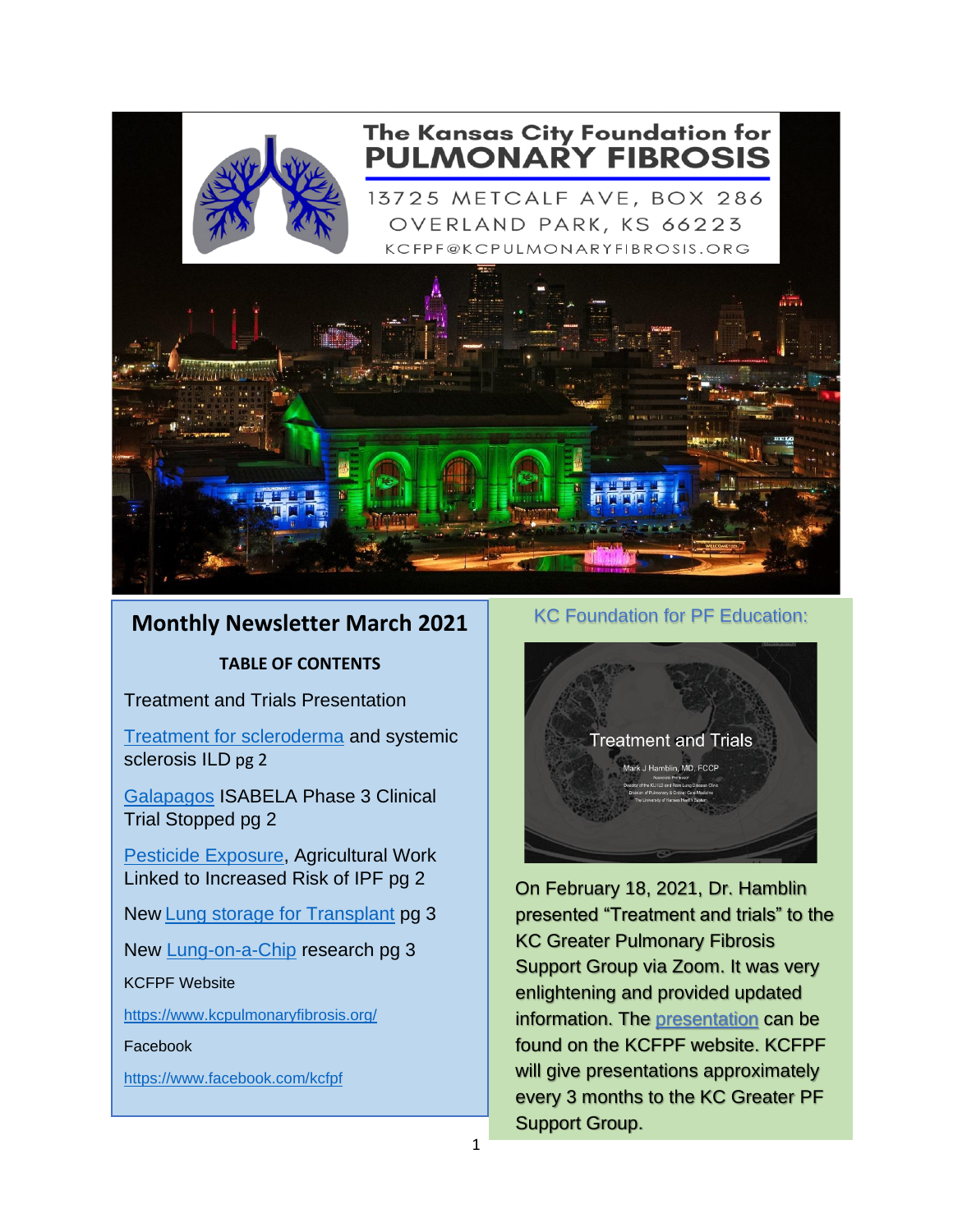# The Kansas City Foundation for PULMONARY FIBROSIS

13725 METCALF AVE, BOX 286
OVERLAND PARK, KS 66223
KCFPF@KCPULMONARYFIBROSIS.ORG

## Monthly Newsletter March 2021

**TABLE OF CONTENTS**

Treatment and Trials Presentation

Treatment for scleroderma and systemic sclerosis ILD pg 2

Galapagos ISABELA Phase 3 Clinical Trial Stopped pg 2

Pesticide Exposure, Agricultural Work Linked to Increased Risk of IPF pg 2

New Lung storage for Transplant pg 3

New Lung-on-a-Chip research pg 3

KCFPF Website

https://www.kcpulmonaryfibrosis.org/

Facebook

https://www.facebook.com/kcfpf

## KC Foundation for PF Education:

On February 18, 2021, Dr. Hamblin presented "Treatment and trials" to the KC Greater Pulmonary Fibrosis Support Group via Zoom. It was very enlightening and provided updated information. The presentation can be found on the KCFPF website. KCFPF will give presentations approximately every 3 months to the KC Greater PF Support Group.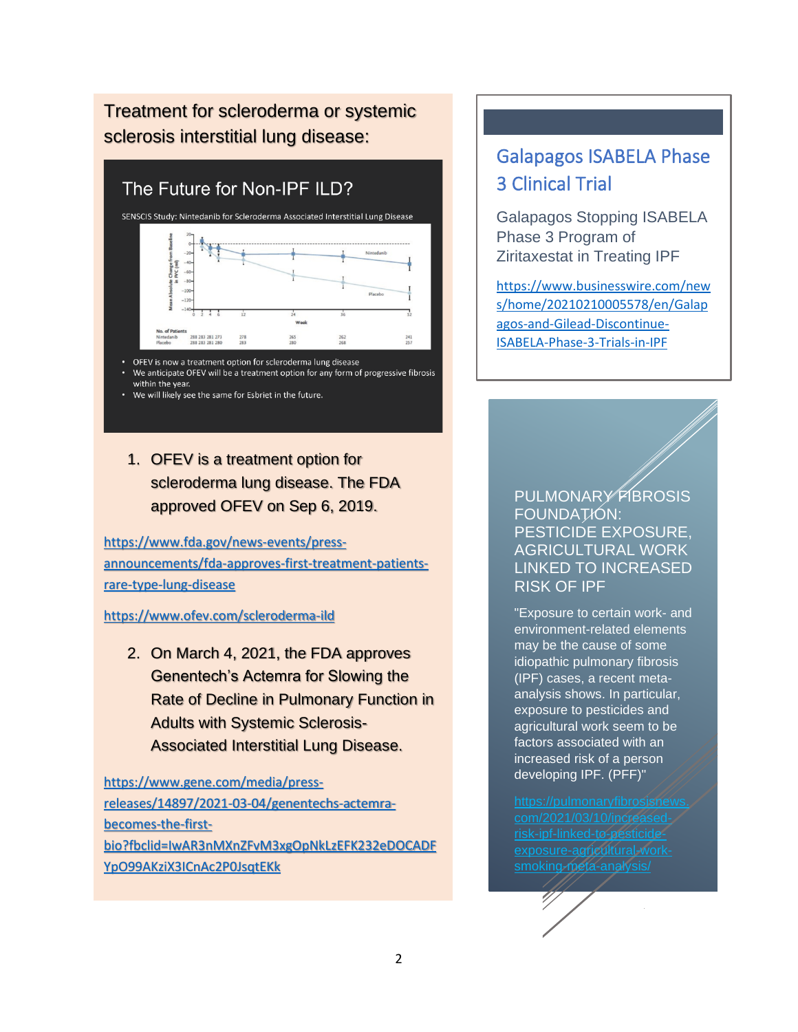## Treatment for scleroderma or systemic sclerosis interstitial lung disease:

### The Future for Non-IPF ILD?

SENSCIS Study: Nintedanib for Scleroderma Associated Interstitial Lung Disease

- OFEV is now a treatment option for scleroderma lung disease
- We anticipate OFEV will be a treatment option for any form of progressive fibrosis within the year.
- We will likely see the same for Esbriet in the future.

1. OFEV is a treatment option for scleroderma lung disease. The FDA approved OFEV on Sep 6, 2019.

https://www.fda.gov/news-events/press-announcements/fda-approves-first-treatment-patients-rare-type-lung-disease

https://www.ofev.com/scleroderma-ild

2. On March 4, 2021, the FDA approves Genentech's Actemra for Slowing the Rate of Decline in Pulmonary Function in Adults with Systemic Sclerosis-Associated Interstitial Lung Disease.

https://www.gene.com/media/press-releases/14897/2021-03-04/genentechs-actemra-becomes-the-first-bio?fbclid=IwAR3nMXnZFvM3xgOpNkLzEFK232eDOCADFYpO99AKziX3ICnAc2P0JsqtEKk

## Galapagos ISABELA Phase 3 Clinical Trial

Galapagos Stopping ISABELA Phase 3 Program of Ziritaxestat in Treating IPF

https://www.businesswire.com/news/home/20210210005578/en/Galapagos-and-Gilead-Discontinue-ISABELA-Phase-3-Trials-in-IPF

## PULMONARY FIBROSIS FOUNDATION: PESTICIDE EXPOSURE, AGRICULTURAL WORK LINKED TO INCREASED RISK OF IPF

"Exposure to certain work- and environment-related elements may be the cause of some idiopathic pulmonary fibrosis (IPF) cases, a recent meta-analysis shows. In particular, exposure to pesticides and agricultural work seem to be factors associated with an increased risk of a person developing IPF. (PFF)"

https://pulmonaryfibrosisnews.com/2021/03/10/increased-risk-ipf-linked-to-pesticide-exposure-agricultural-work-smoking-meta-analysis/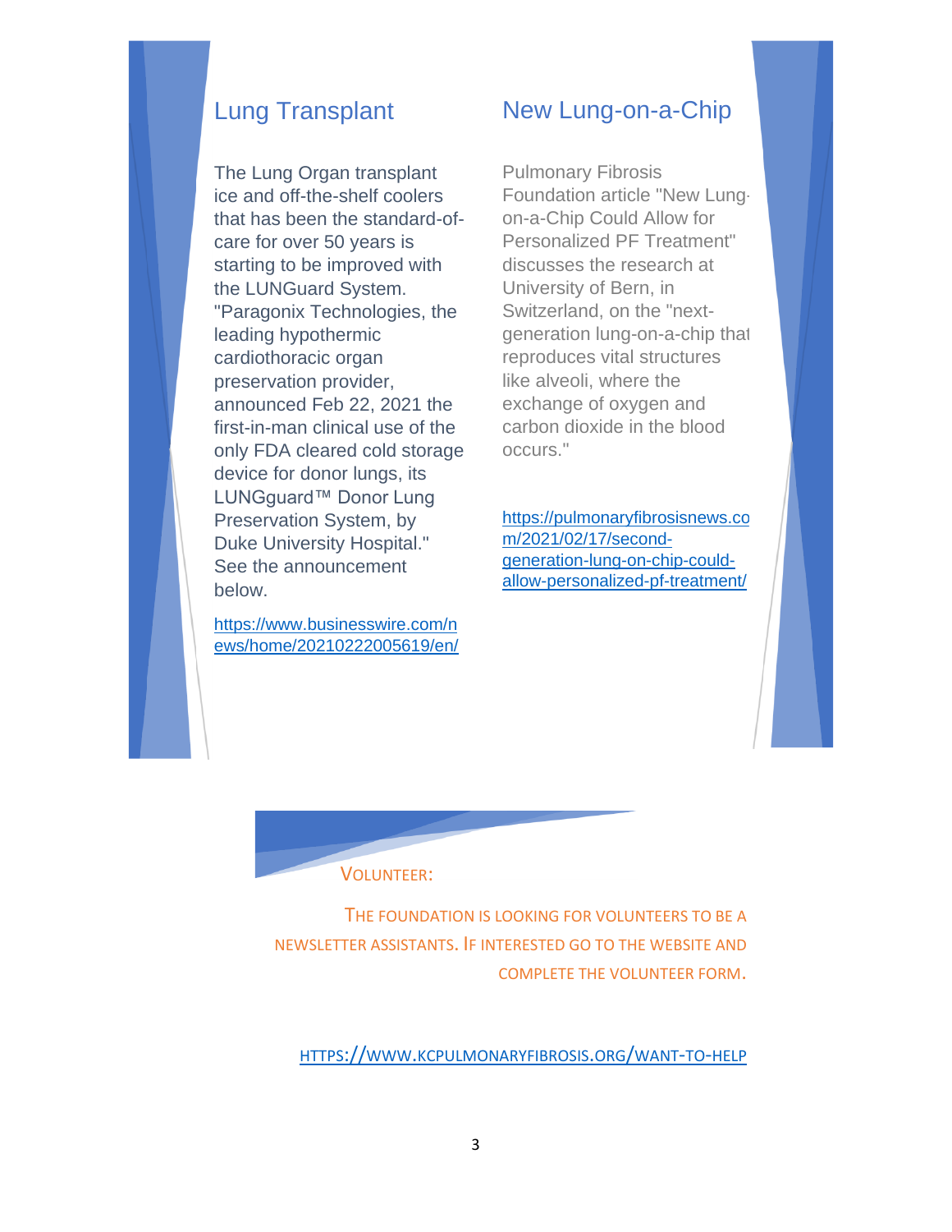## Lung Transplant

The Lung Organ transplant ice and off-the-shelf coolers that has been the standard-of-care for over 50 years is starting to be improved with the LUNGuard System. "Paragonix Technologies, the leading hypothermic cardiothoracic organ preservation provider, announced Feb 22, 2021 the first-in-man clinical use of the only FDA cleared cold storage device for donor lungs, its LUNGguard™ Donor Lung Preservation System, by Duke University Hospital." See the announcement below.

https://www.businesswire.com/news/home/20210222005619/en/

## New Lung-on-a-Chip

Pulmonary Fibrosis Foundation article "New Lung-on-a-Chip Could Allow for Personalized PF Treatment" discusses the research at University of Bern, in Switzerland, on the "next-generation lung-on-a-chip that reproduces vital structures like alveoli, where the exchange of oxygen and carbon dioxide in the blood occurs."

https://pulmonaryfibrosisnews.com/2021/02/17/second-generation-lung-on-chip-could-allow-personalized-pf-treatment/

## VOLUNTEER:

THE FOUNDATION IS LOOKING FOR VOLUNTEERS TO BE A NEWSLETTER ASSISTANTS. IF INTERESTED GO TO THE WEBSITE AND COMPLETE THE VOLUNTEER FORM.

HTTPS://WWW.KCPULMONARYFIBROSIS.ORG/WANT-TO-HELP